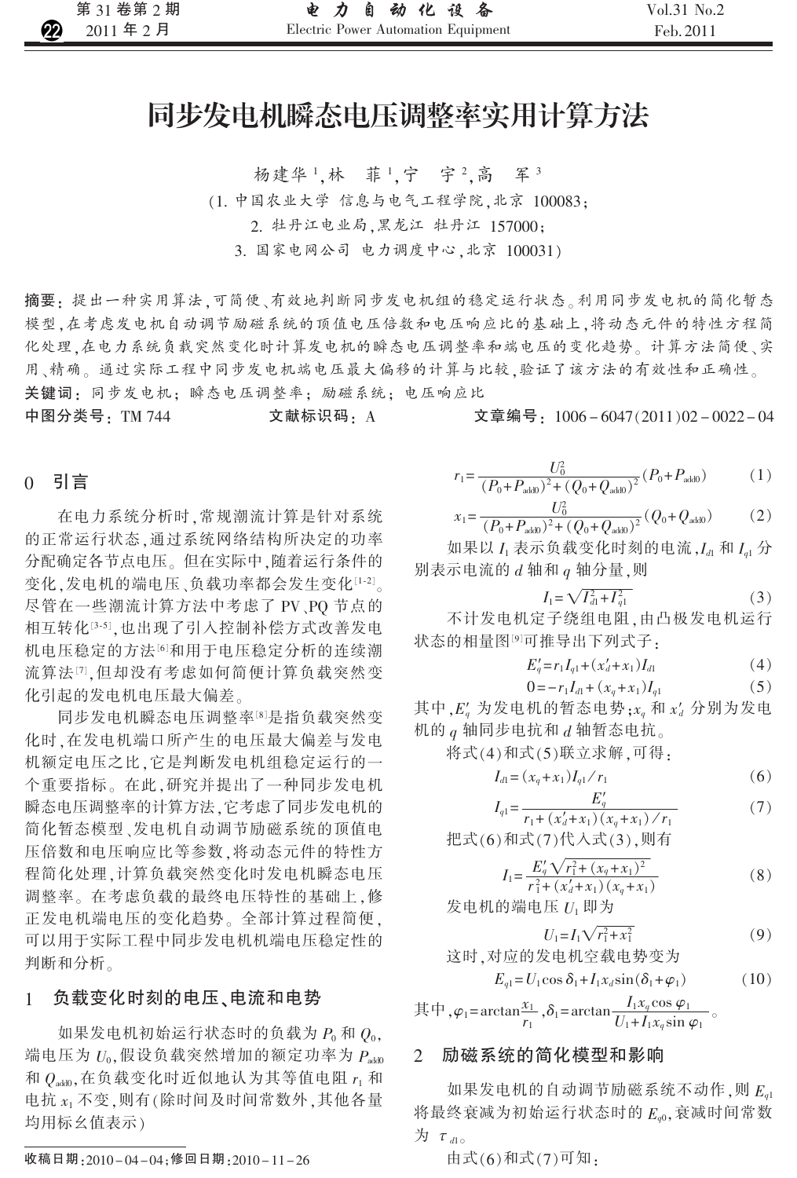# 同步发电机瞬态电压调整率实用计算方法

杨建华[1]，林　菲[1]，宁　宇[2]，高　军[3]

（1. 中国农业大学 信息与电气工程学院，北京 100083；
2. 牡丹江电业局，黑龙江 牡丹江 157000；
3. 国家电网公司 电力调度中心，北京 100031）

**摘要：** 提出一种实用算法，可简便、有效地判断同步发电机组的稳定运行状态。利用同步发电机的简化暂态模型，在考虑发电机自动调节励磁系统的顶值电压倍数和电压响应比的基础上，将动态元件的特性方程简化处理，在电力系统负载突然变化时计算发电机的瞬态电压调整率和端电压的变化趋势。计算方法简便、实用、精确。通过实际工程中同步发电机端电压最大偏移的计算与比较，验证了该方法的有效性和正确性。

**关键词：** 同步发电机；瞬态电压调整率；励磁系统；电压响应比

**中图分类号：** TM 744　　**文献标识码：** A　　**文章编号：** 1006-6047(2011)02-0022-04

## 0 引言

在电力系统分析时，常规潮流计算是针对系统的正常运行状态，通过系统网络结构所决定的功率分配确定各节点电压。但在实际中，随着运行条件的变化，发电机的端电压、负载功率都会发生变化[1-2]。尽管在一些潮流计算方法中考虑了PV、PQ节点的相互转化[3-5]，也出现了引入控制补偿方式改善发电机电压稳定的方法[6]和用于电压稳定分析的连续潮流算法[7]，但却没有考虑如何简便计算负载突然变化引起的发电机电压最大偏差。

同步发电机瞬态电压调整率[8]是指负载突然变化时，在发电机端口所产生的电压最大偏差与发电机额定电压之比，它是判断发电机组稳定运行的一个重要指标。在此，研究并提出了一种同步发电机瞬态电压调整率的计算方法，它考虑了同步发电机的简化暂态模型、发电机自动调节励磁系统的顶值电压倍数和电压响应比等参数，将动态元件的特性方程简化处理，计算负载突然变化时发电机瞬态电压调整率。在考虑负载的最终电压特性的基础上，修正发电机端电压的变化趋势。全部计算过程简便，可以用于实际工程中同步发电机机端电压稳定性的判断和分析。

## 1 负载变化时刻的电压、电流和电势

如果发电机初始运行状态时的负载为 $P_0$ 和 $Q_0$，端电压为 $U_0$，假设负载突然增加的额定功率为 $P_{\mathrm{add0}}$ 和 $Q_{\mathrm{add0}}$，在负载变化时近似地认为其等值电阻 $r_1$ 和电抗 $x_1$ 不变，则有(除时间及时间常数外，其他各量均用标幺值表示)

$$r_1=\frac{U_0^2}{(P_0+P_{\mathrm{add0}})^2+(Q_0+Q_{\mathrm{add0}})^2}(P_0+P_{\mathrm{add0}}) \tag{1}$$

$$x_1=\frac{U_0^2}{(P_0+P_{\mathrm{add0}})^2+(Q_0+Q_{\mathrm{add0}})^2}(Q_0+Q_{\mathrm{add0}}) \tag{2}$$

如果以 $I_1$ 表示负载变化时刻的电流，$I_{d1}$ 和 $I_{q1}$ 分别表示电流的 $d$ 轴和 $q$ 轴分量，则

$$I_1=\sqrt{I_{d1}^2+I_{q1}^2} \tag{3}$$

不计发电机定子绕组电阻，由凸极发电机运行状态的相量图[9]可推导出下列式子：

$$E_q'=r_1I_{q1}+(x_d'+x_1)I_{d1} \tag{4}$$

$$0=-r_1I_{d1}+(x_q+x_1)I_{q1} \tag{5}$$

其中，$E_q'$ 为发电机的暂态电势；$x_q$ 和 $x_d'$ 分别为发电机的 $q$ 轴同步电抗和 $d$ 轴暂态电抗。

将式(4)和式(5)联立求解，可得：

$$I_{d1}=(x_q+x_1)I_{q1}/r_1 \tag{6}$$

$$I_{q1}=\frac{E_q'}{r_1+(x_d'+x_1)(x_q+x_1)/r_1} \tag{7}$$

把式(6)和式(7)代入式(3)，则有

$$I_1=\frac{E_q'\sqrt{r_1^2+(x_q+x_1)^2}}{r_1^2+(x_d'+x_1)(x_q+x_1)} \tag{8}$$

发电机的端电压 $U_1$ 即为

$$U_1=I_1\sqrt{r_1^2+x_1^2} \tag{9}$$

这时，对应的发电机空载电势变为

$$E_{q1}=U_1\cos\delta_1+I_1x_d\sin(\delta_1+\varphi_1) \tag{10}$$

其中，$\varphi_1=\arctan\dfrac{x_1}{r_1}$，$\delta_1=\arctan\dfrac{I_1x_q\cos\varphi_1}{U_1+I_1x_q\sin\varphi_1}$。

## 2 励磁系统的简化模型和影响

如果发电机的自动调节励磁系统不动作，则 $E_{q1}$ 将最终衰减为初始运行状态时的 $E_{q0}$，衰减时间常数为 $\tau_{d1}$。

由式(6)和式(7)可知：

收稿日期：2010-04-04；修回日期：2010-11-26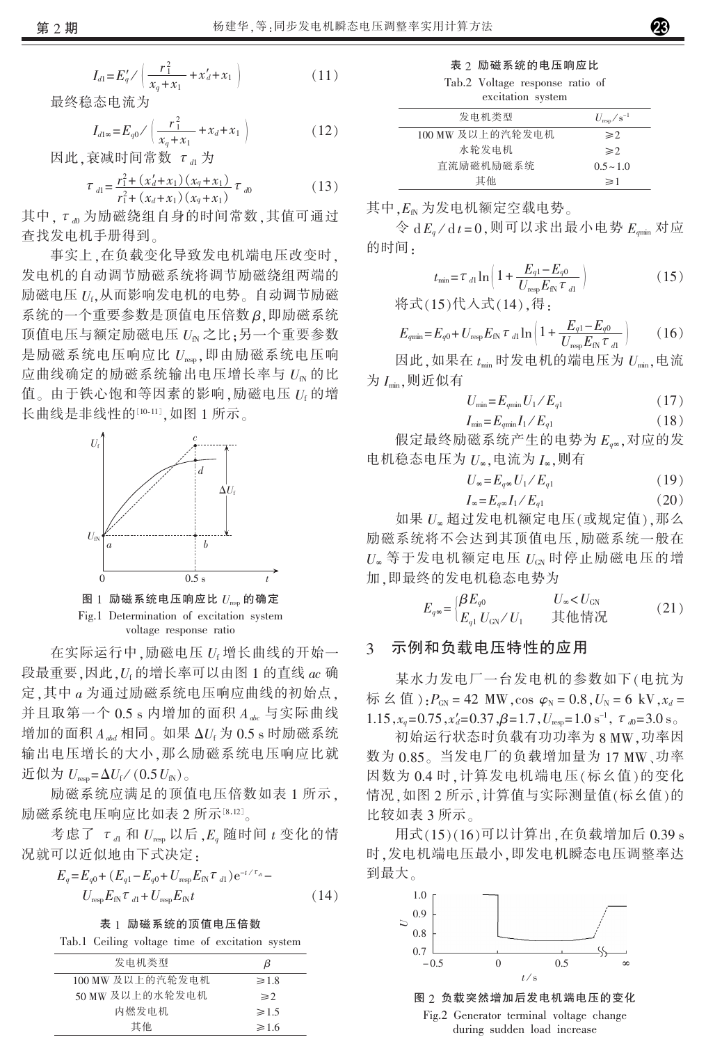$$I_{d1}=E_q'/\left(\frac{r_1^2}{x_q+x_1}+x_d'+x_1\right) \tag{11}$$

最终稳态电流为

$$I_{d1\infty}=E_{q0}/\left(\frac{r_1^2}{x_q+x_1}+x_d+x_1\right) \tag{12}$$

因此，衰减时间常数 $\tau_{d1}$ 为

$$\tau_{d1}=\frac{r_1^2+(x_d'+x_1)(x_q+x_1)}{r_1^2+(x_d+x_1)(x_q+x_1)}\tau_{d0} \tag{13}$$

其中，$\tau_{d0}$ 为励磁绕组自身的时间常数，其值可通过查找发电机手册得到。

事实上，在负载变化导致发电机端电压改变时，发电机的自动调节励磁系统将调节励磁绕组两端的励磁电压 $U_f$，从而影响发电机的电势。自动调节励磁系统的一个重要参数是顶值电压倍数 $\beta$，即励磁系统顶值电压与额定励磁电压 $U_{fN}$ 之比；另一个重要参数是励磁系统电压响应比 $U_{resp}$，即由励磁系统电压响应曲线确定的励磁系统输出电压增长率与 $U_{fN}$ 的比值。由于铁心饱和等因素的影响，励磁电压 $U_f$ 的增长曲线是非线性的[10-11]，如图 1 所示。

图 1 励磁系统电压响应比 $U_{resp}$ 的确定

Fig.1 Determination of excitation system voltage response ratio

在实际运行中，励磁电压 $U_f$ 增长曲线的开始一段最重要，因此，$U_f$ 的增长率可以由图 1 的直线 $ac$ 确定，其中 $a$ 为通过励磁系统电压响应曲线的初始点，并且取第一个 0.5 s 内增加的面积 $A_{abc}$ 与实际曲线增加的面积 $A_{abd}$ 相同。如果 $\Delta U_f$ 为 0.5 s 时励磁系统输出电压增长的大小，那么励磁系统电压响应比就近似为 $U_{resp}=\Delta U_f/(0.5U_{fN})$。

励磁系统应满足的顶值电压倍数如表 1 所示，励磁系统电压响应比如表 2 所示[8,12]。

考虑了 $\tau_{d1}$ 和 $U_{resp}$ 以后，$E_q$ 随时间 $t$ 变化的情况就可以近似地由下式决定：

$$E_q=E_{q0}+(E_{q1}-E_{q0}+U_{resp}E_{fN}\tau_{d1})e^{-t/\tau_{d1}}-U_{resp}E_{fN}\tau_{d1}+U_{resp}E_{fN}t \tag{14}$$

表 1 励磁系统的顶值电压倍数

Tab.1 Ceiling voltage time of excitation system

| 发电机类型 | $\beta$ |
|---|---|
| 100 MW 及以上的汽轮发电机 | ≥1.8 |
| 50 MW 及以上的水轮发电机 | ≥2 |
| 内燃发电机 | ≥1.5 |
| 其他 | ≥1.6 |

表 2 励磁系统的电压响应比

Tab.2 Voltage response ratio of excitation system

| 发电机类型 | $U_{resp}$/s$^{-1}$ |
|---|---|
| 100 MW 及以上的汽轮发电机 | ≥2 |
| 水轮发电机 | ≥2 |
| 直流励磁机励磁系统 | 0.5~1.0 |
| 其他 | ≥1 |

其中，$E_{fN}$ 为发电机额定空载电势。

令 $dE_q/dt=0$，则可以求出最小电势 $E_{q\min}$ 对应的时间：

$$t_{\min}=\tau_{d1}\ln\left(1+\frac{E_{q1}-E_{q0}}{U_{resp}E_{fN}\tau_{d1}}\right) \tag{15}$$

将式(15)代入式(14)，得：

$$E_{q\min}=E_{q0}+U_{resp}E_{fN}\tau_{d1}\ln\left(1+\frac{E_{q1}-E_{q0}}{U_{resp}E_{fN}\tau_{d1}}\right) \tag{16}$$

因此，如果在 $t_{\min}$ 时发电机的端电压为 $U_{\min}$，电流为 $I_{\min}$，则近似有

$$U_{\min}=E_{q\min}U_1/E_{q1} \tag{17}$$

$$I_{\min}=E_{q\min}I_1/E_{q1} \tag{18}$$

假定最终励磁系统产生的电势为 $E_{q\infty}$，对应的发电机稳态电压为 $U_\infty$，电流为 $I_\infty$，则有

$$U_\infty=E_{q\infty}U_1/E_{q1} \tag{19}$$

$$I_\infty=E_{q\infty}I_1/E_{q1} \tag{20}$$

如果 $U_\infty$ 超过发电机额定电压(或规定值)，那么励磁系统将不会达到其顶值电压，励磁系统一般在 $U_\infty$ 等于发电机额定电压 $U_{GN}$ 时停止励磁电压的增加，即最终的发电机稳态电势为

$$E_{q\infty}=\begin{cases}\beta E_{q0} & U_\infty<U_{GN}\\ E_{q1}U_{GN}/U_1 & \text{其他情况}\end{cases} \tag{21}$$

## 3 示例和负载电压特性的应用

某水力发电厂一台发电机的参数如下(电抗为标幺值)：$P_{GN}=42$ MW，$\cos\varphi_N=0.8$，$U_N=6$ kV，$x_d=1.15$，$x_q=0.75$，$x_d'=0.37$，$\beta=1.7$，$U_{resp}=1.0$ s$^{-1}$，$\tau_{d0}=3.0$ s。

初始运行状态时负载有功功率为 8 MW，功率因数为 0.85。当发电厂的负载增加量为 17 MW、功率因数为 0.4 时，计算发电机端电压(标幺值)的变化情况，如图 2 所示，计算值与实际测量值(标幺值)的比较如表 3 所示。

用式(15)(16)可以计算出，在负载增加后 0.39 s 时，发电机端电压最小，即发电机瞬态电压调整率达到最大。

图 2 负载突然增加后发电机端电压的变化

Fig.2 Generator terminal voltage change during sudden load increase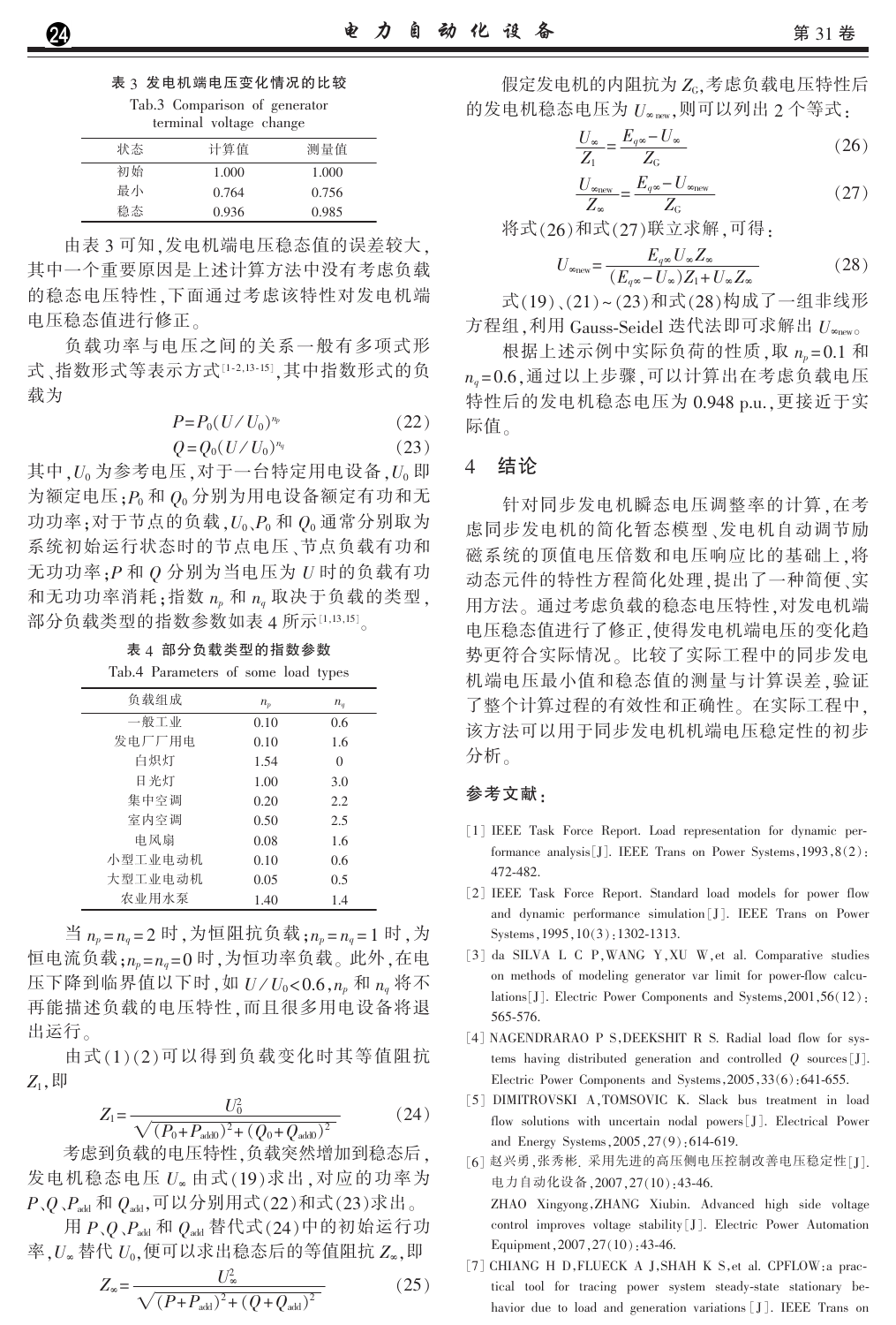表 3 发电机端电压变化情况的比较

Tab.3 Comparison of generator terminal voltage change

| 状态 | 计算值 | 测量值 |
| --- | --- | --- |
| 初始 | 1.000 | 1.000 |
| 最小 | 0.764 | 0.756 |
| 稳态 | 0.936 | 0.985 |

由表 3 可知，发电机端电压稳态值的误差较大，其中一个重要原因是上述计算方法中没有考虑负载的稳态电压特性，下面通过考虑该特性对发电机端电压稳态值进行修正。

负载功率与电压之间的关系一般有多项式形式、指数形式等表示方式[1-2,13-15]，其中指数形式的负载为

$$P=P_0(U/U_0)^{n_p} \tag{22}$$

$$Q=Q_0(U/U_0)^{n_q} \tag{23}$$

其中，$U_0$ 为参考电压，对于一台特定用电设备，$U_0$ 即为额定电压；$P_0$ 和 $Q_0$ 分别为用电设备额定有功和无功功率；对于节点的负载，$U_0$、$P_0$ 和 $Q_0$ 通常分别取为系统初始运行状态时的节点电压、节点负载有功和无功功率；$P$ 和 $Q$ 分别为当电压为 $U$ 时的负载有功和无功功率消耗；指数 $n_p$ 和 $n_q$ 取决于负载的类型，部分负载类型的指数参数如表 4 所示[1,13,15]。

表 4 部分负载类型的指数参数

Tab.4 Parameters of some load types

| 负载组成 | $n_p$ | $n_q$ |
| --- | --- | --- |
| 一般工业 | 0.10 | 0.6 |
| 发电厂厂用电 | 0.10 | 1.6 |
| 白炽灯 | 1.54 | 0 |
| 日光灯 | 1.00 | 3.0 |
| 集中空调 | 0.20 | 2.2 |
| 室内空调 | 0.50 | 2.5 |
| 电风扇 | 0.08 | 1.6 |
| 小型工业电动机 | 0.10 | 0.6 |
| 大型工业电动机 | 0.05 | 0.5 |
| 农业用水泵 | 1.40 | 1.4 |

当 $n_p=n_q=2$ 时，为恒阻抗负载；$n_p=n_q=1$ 时，为恒电流负载；$n_p=n_q=0$ 时，为恒功率负载。此外，在电压下降到临界值以下时，如 $U/U_0<0.6$，$n_p$ 和 $n_q$ 将不再能描述负载的电压特性，而且很多用电设备将退出运行。

由式(1)(2)可以得到负载变化时其等值阻抗 $Z_1$，即

$$Z_1=\frac{U_0^2}{\sqrt{(P_0+P_{\mathrm{add0}})^2+(Q_0+Q_{\mathrm{add0}})^2}} \tag{24}$$

考虑到负载的电压特性，负载突然增加到稳态后，发电机稳态电压 $U_\infty$ 由式(19)求出，对应的功率为 $P$、$Q$、$P_{\mathrm{add}}$ 和 $Q_{\mathrm{add}}$，可以分别用式(22)和式(23)求出。

用 $P$、$Q$、$P_{\mathrm{add}}$ 和 $Q_{\mathrm{add}}$ 替代式(24)中的初始运行功率，$U_\infty$ 替代 $U_0$，便可以求出稳态后的等值阻抗 $Z_\infty$，即

$$Z_\infty=\frac{U_\infty^2}{\sqrt{(P+P_{\mathrm{add}})^2+(Q+Q_{\mathrm{add}})^2}} \tag{25}$$

假定发电机的内阻抗为 $Z_G$，考虑负载电压特性后的发电机稳态电压为 $U_{\infty\mathrm{new}}$，则可以列出 2 个等式：

$$\frac{U_\infty}{Z_1}=\frac{E_{q\infty}-U_\infty}{Z_G} \tag{26}$$

$$\frac{U_{\infty\mathrm{new}}}{Z_\infty}=\frac{E_{q\infty}-U_{\infty\mathrm{new}}}{Z_G} \tag{27}$$

将式(26)和式(27)联立求解，可得：

$$U_{\infty\mathrm{new}}=\frac{E_{q\infty}U_\infty Z_\infty}{(E_{q\infty}-U_\infty)Z_1+U_\infty Z_\infty} \tag{28}$$

式(19)、(21)~(23)和式(28)构成了一组非线形方程组，利用 Gauss-Seidel 迭代法即可求解出 $U_{\infty\mathrm{new}}$。

根据上述示例中实际负荷的性质，取 $n_p=0.1$ 和 $n_q=0.6$，通过以上步骤，可以计算出在考虑负载电压特性后的发电机稳态电压为 0.948 p.u.，更接近于实际值。

## 4 结论

针对同步发电机瞬态电压调整率的计算，在考虑同步发电机的简化暂态模型、发电机自动调节励磁系统的顶值电压倍数和电压响应比的基础上，将动态元件的特性方程简化处理，提出了一种简便、实用方法。通过考虑负载的稳态电压特性，对发电机端电压稳态值进行了修正，使得发电机端电压的变化趋势更符合实际情况。比较了实际工程中的同步发电机端电压最小值和稳态值的测量与计算误差，验证了整个计算过程的有效性和正确性。在实际工程中，该方法可以用于同步发电机机端电压稳定性的初步分析。

## 参考文献：

[1] IEEE Task Force Report. Load representation for dynamic performance analysis[J]. IEEE Trans on Power Systems,1993,8(2):472-482.

[2] IEEE Task Force Report. Standard load models for power flow and dynamic performance simulation[J]. IEEE Trans on Power Systems,1995,10(3):1302-1313.

[3] da SILVA L C P,WANG Y,XU W,et al. Comparative studies on methods of modeling generator var limit for power-flow calculations[J]. Electric Power Components and Systems,2001,56(12):565-576.

[4] NAGENDRARAO P S,DEEKSHIT R S. Radial load flow for systems having distributed generation and controlled Q sources[J]. Electric Power Components and Systems,2005,33(6):641-655.

[5] DIMITROVSKI A,TOMSOVIC K. Slack bus treatment in load flow solutions with uncertain nodal powers[J]. Electrical Power and Energy Systems,2005,27(9):614-619.

[6] 赵兴勇，张秀彬. 采用先进的高压侧电压控制改善电压稳定性[J]. 电力自动化设备，2007,27(10):43-46.
ZHAO Xingyong,ZHANG Xiubin. Advanced high side voltage control improves voltage stability[J]. Electric Power Automation Equipment,2007,27(10):43-46.

[7] CHIANG H D,FLUECK A J,SHAH K S,et al. CPFLOW:a practical tool for tracing power system steady-state stationary behavior due to load and generation variations[J]. IEEE Trans on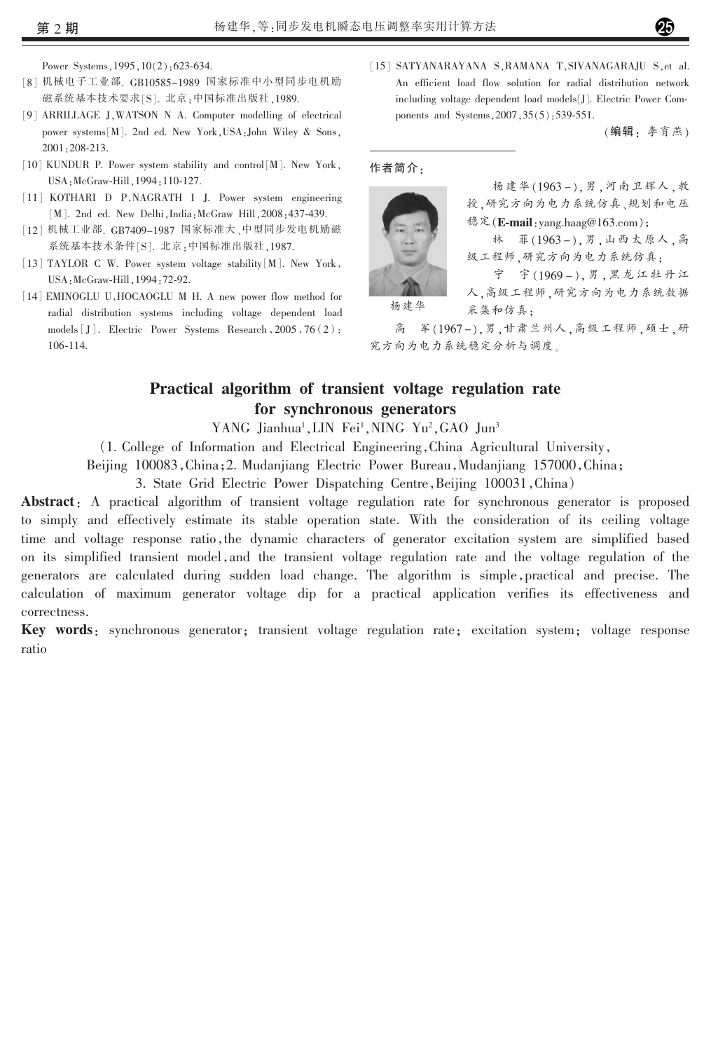Power Systems,1995,10(2):623-634.

[8] 机械电子工业部. GB10585-1989 国家标准中小型同步电机励磁系统基本技术要求[S]. 北京:中国标准出版社,1989.

[9] ARRILLAGE J,WATSON N A. Computer modelling of electrical power systems[M]. 2nd ed. New York,USA:John Wiley & Sons,2001:208-213.

[10] KUNDUR P. Power system stability and control[M]. New York,USA:McGraw-Hill,1994:110-127.

[11] KOTHARI D P,NAGRATH I J. Power system engineering[M]. 2nd ed. New Delhi,India:McGraw Hill,2008:437-439.

[12] 机械工业部. GB7409-1987 国家标准大、中型同步发电机励磁系统基本技术条件[S]. 北京:中国标准出版社,1987.

[13] TAYLOR C W. Power system voltage stability[M]. New York,USA:McGraw-Hill,1994:72-92.

[14] EMINOGLU U,HOCAOGLU M H. A new power flow method for radial distribution systems including voltage dependent load models[J]. Electric Power Systems Research,2005,76(2):106-114.

[15] SATYANARAYANA S,RAMANA T,SIVANAGARAJU S,et al. An efficient load flow solution for radial distribution network including voltage dependent load models[J]. Electric Power Components and Systems,2007,35(5):539-551.

(编辑:李育燕)

作者简介:

杨建华

杨建华(1963-),男,河南卫辉人,教授,研究方向为电力系统仿真、规划和电压稳定(**E-mail**:yang.haag@163.com);

林 菲(1963-),男,山西太原人,高级工程师,研究方向为电力系统仿真;

宁 宇(1969-),男,黑龙江牡丹江人,高级工程师,研究方向为电力系统数据采集和仿真;

高 军(1967-),男,甘肃兰州人,高级工程师,硕士,研究方向为电力系统稳定分析与调度。

## Practical algorithm of transient voltage regulation rate for synchronous generators

YANG Jianhua[1],LIN Fei[1],NING Yu[2],GAO Jun[3]

(1. College of Information and Electrical Engineering,China Agricultural University, Beijing 100083,China;2. Mudanjiang Electric Power Bureau,Mudanjiang 157000,China; 3. State Grid Electric Power Dispatching Centre,Beijing 100031,China)

**Abstract**: A practical algorithm of transient voltage regulation rate for synchronous generator is proposed to simply and effectively estimate its stable operation state. With the consideration of its ceiling voltage time and voltage response ratio,the dynamic characters of generator excitation system are simplified based on its simplified transient model,and the transient voltage regulation rate and the voltage regulation of the generators are calculated during sudden load change. The algorithm is simple,practical and precise. The calculation of maximum generator voltage dip for a practical application verifies its effectiveness and correctness.

**Key words**: synchronous generator; transient voltage regulation rate; excitation system; voltage response ratio